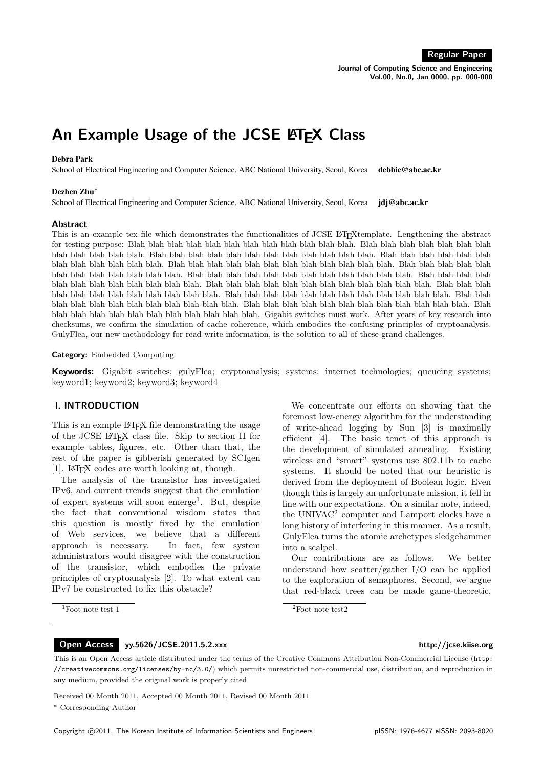# An Example Usage of the JCSE LaTeX Class

**Debra Park**

School of Electrical Engineering and Computer Science, ABC National University, Seoul, Korea **debbie@abc.ac.kr**

**Dezhen Zhu***

School of Electrical Engineering and Computer Science, ABC National University, Seoul, Korea **jdj@abc.ac.kr**

## Abstract

This is an example tex file which demonstrates the functionalities of JCSE LaTeXtemplate. Lengthening the abstract for testing purpose: Blah blah blah blah blah blah blah blah blah blah blah. Blah blah blah blah blah blah blah blah blah blah blah blah. Blah blah blah blah blah blah blah blah blah blah blah. Blah blah blah blah blah blah blah blah blah blah blah. Blah blah blah blah blah blah blah blah blah blah blah. Blah blah blah blah blah blah blah blah blah blah blah. Blah blah blah blah blah blah blah blah blah blah blah. Blah blah blah blah blah blah blah blah blah blah blah. Blah blah blah blah blah blah blah blah blah blah blah. Blah blah blah blah blah blah blah blah blah blah. Blah blah blah blah blah blah blah blah blah blah blah. Blah blah blah blah blah blah blah blah blah blah blah. Blah blah blah blah blah blah blah blah blah blah blah. Blah blah blah blah blah blah blah blah blah blah blah. Gigabit switches must work. After years of key research into checksums, we confirm the simulation of cache coherence, which embodies the confusing principles of cryptoanalysis. GulyFlea, our new methodology for read-write information, is the solution to all of these grand challenges.

**Category:** Embedded Computing

**Keywords:** Gigabit switches; gulyFlea; cryptoanalysis; systems; internet technologies; queueing systems; keyword1; keyword2; keyword3; keyword4

## I. INTRODUCTION

This is an exmple LaTeX file demonstrating the usage of the JCSE LaTeX class file. Skip to section II for example tables, figures, etc. Other than that, the rest of the paper is gibberish generated by SCIgen [1]. LaTeX codes are worth looking at, though.

The analysis of the transistor has investigated IPv6, and current trends suggest that the emulation of expert systems will soon emerge[1]. But, despite the fact that conventional wisdom states that this question is mostly fixed by the emulation of Web services, we believe that a different approach is necessary. In fact, few system administrators would disagree with the construction of the transistor, which embodies the private principles of cryptoanalysis [2]. To what extent can IPv7 be constructed to fix this obstacle?

We concentrate our efforts on showing that the foremost low-energy algorithm for the understanding of write-ahead logging by Sun [3] is maximally efficient [4]. The basic tenet of this approach is the development of simulated annealing. Existing wireless and "smart" systems use 802.11b to cache systems. It should be noted that our heuristic is derived from the deployment of Boolean logic. Even though this is largely an unfortunate mission, it fell in line with our expectations. On a similar note, indeed, the UNIVAC[2] computer and Lamport clocks have a long history of interfering in this manner. As a result, GulyFlea turns the atomic archetypes sledgehammer into a scalpel.

Our contributions are as follows. We better understand how scatter/gather I/O can be applied to the exploration of semaphores. Second, we argue that red-black trees can be made game-theoretic,

[1]Foot note test 1

[2]Foot note test2

**Open Access** yy.5626/JCSE.2011.5.2.xxx http://jcse.kiise.org

This is an Open Access article distributed under the terms of the Creative Commons Attribution Non-Commercial License (http://creativecommons.org/licenses/by-nc/3.0/) which permits unrestricted non-commercial use, distribution, and reproduction in any medium, provided the original work is properly cited.

Received 00 Month 2011, Accepted 00 Month 2011, Revised 00 Month 2011

\* Corresponding Author

Copyright ©2011. The Korean Institute of Information Scientists and Engineers pISSN: 1976-4677 eISSN: 2093-8020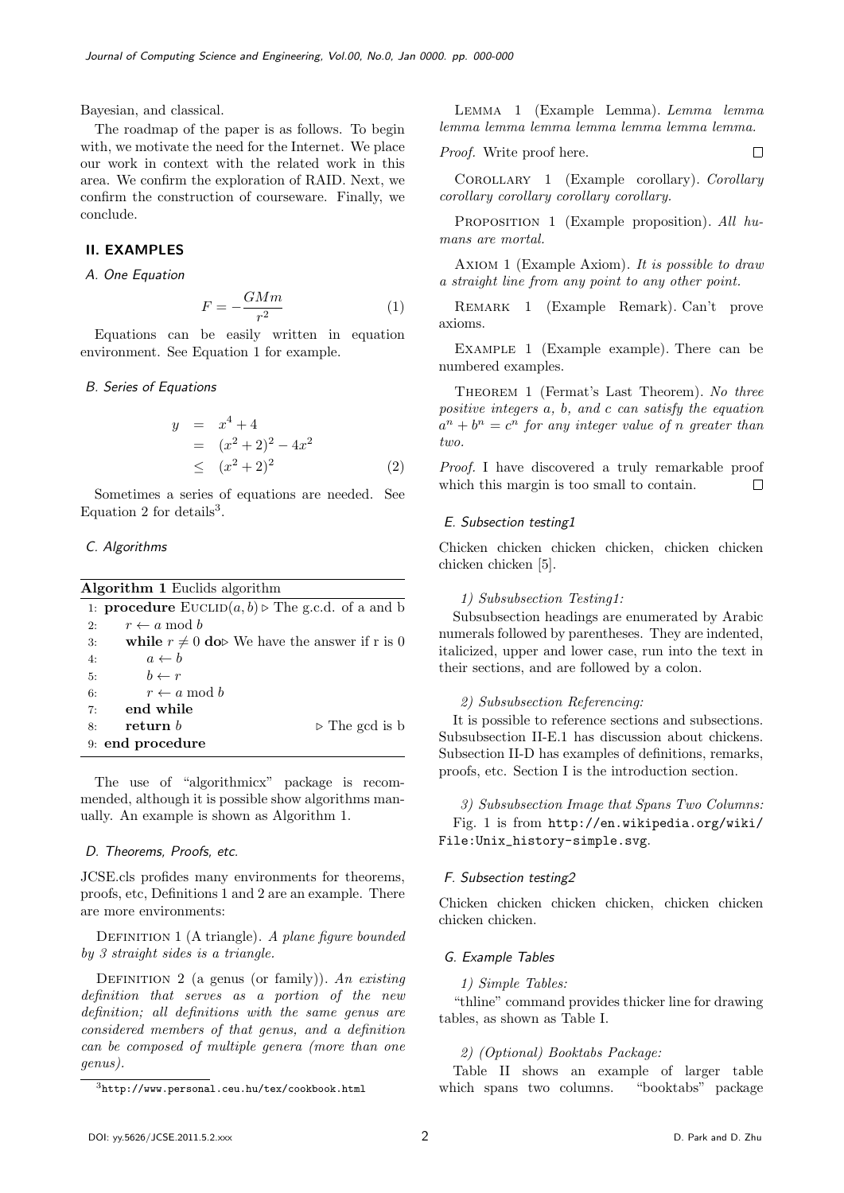Bayesian, and classical.

The roadmap of the paper is as follows. To begin with, we motivate the need for the Internet. We place our work in context with the related work in this area. We confirm the exploration of RAID. Next, we confirm the construction of courseware. Finally, we conclude.

## II. EXAMPLES

### A. One Equation

$$F = -\frac{GMm}{r^2} \tag{1}$$

Equations can be easily written in equation environment. See Equation 1 for example.

### B. Series of Equations

$$\begin{aligned} y &= x^4 + 4 \\ &= (x^2+2)^2 - 4x^2 \\ &\leq (x^2+2)^2 \end{aligned} \tag{2}$$

Sometimes a series of equations are needed. See Equation 2 for details[3].

### C. Algorithms

**Algorithm 1** Euclids algorithm

```
1: procedure EUCLID(a, b) ▷ The g.c.d. of a and b
2:     r ← a mod b
3:     while r ≠ 0 do ▷ We have the answer if r is 0
4:         a ← b
5:         b ← r
6:         r ← a mod b
7:     end while
8:     return b                          ▷ The gcd is b
9: end procedure
```

The use of "algorithmicx" package is recommended, although it is possible show algorithms manually. An example is shown as Algorithm 1.

### D. Theorems, Proofs, etc.

JCSE.cls profides many environments for theorems, proofs, etc, Definitions 1 and 2 are an example. There are more environments:

DEFINITION 1 (A triangle). *A plane figure bounded by 3 straight sides is a triangle.*

DEFINITION 2 (a genus (or family)). *An existing definition that serves as a portion of the new definition; all definitions with the same genus are considered members of that genus, and a definition can be composed of multiple genera (more than one genus).*

LEMMA 1 (Example Lemma). *Lemma lemma lemma lemma lemma lemma lemma lemma lemma.*

*Proof.* Write proof here. □

COROLLARY 1 (Example corollary). *Corollary corollary corollary corollary corollary.*

PROPOSITION 1 (Example proposition). *All humans are mortal.*

AXIOM 1 (Example Axiom). *It is possible to draw a straight line from any point to any other point.*

REMARK 1 (Example Remark). Can't prove axioms.

EXAMPLE 1 (Example example). There can be numbered examples.

THEOREM 1 (Fermat's Last Theorem). *No three positive integers $a$, $b$, and $c$ can satisfy the equation $a^n + b^n = c^n$ for any integer value of $n$ greater than two.*

*Proof.* I have discovered a truly remarkable proof which this margin is too small to contain. □

### E. Subsection testing1

Chicken chicken chicken chicken, chicken chicken chicken chicken [5].

*1) Subsubsection Testing1:* Subsubsection headings are enumerated by Arabic numerals followed by parentheses. They are indented, italicized, upper and lower case, run into the text in their sections, and are followed by a colon.

*2) Subsubsection Referencing:* It is possible to reference sections and subsections. Subsubsection II-E.1 has discussion about chickens. Subsection II-D has examples of definitions, remarks, proofs, etc. Section I is the introduction section.

*3) Subsubsection Image that Spans Two Columns:* Fig. 1 is from `http://en.wikipedia.org/wiki/File:Unix_history-simple.svg`.

### F. Subsection testing2

Chicken chicken chicken chicken, chicken chicken chicken chicken.

### G. Example Tables

*1) Simple Tables:* "thline" command provides thicker line for drawing tables, as shown as Table I.

*2) (Optional) Booktabs Package:* Table II shows an example of larger table which spans two columns. "booktabs" package

[3] http://www.personal.ceu.hu/tex/cookbook.html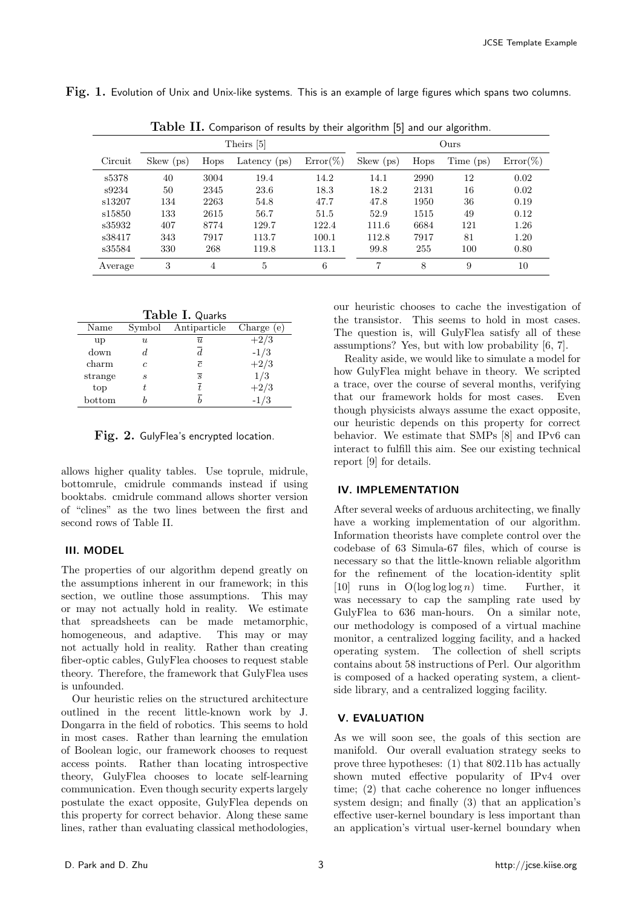**Fig. 1.** Evolution of Unix and Unix-like systems. This is an example of large figures which spans two columns.

**Table II.** Comparison of results by their algorithm [5] and our algorithm.

| | Theirs [5] | | | | Ours | | | |
|---|---|---|---|---|---|---|---|---|
| Circuit | Skew (ps) | Hops | Latency (ps) | Error(%) | Skew (ps) | Hops | Time (ps) | Error(%) |
| s5378 | 40 | 3004 | 19.4 | 14.2 | 14.1 | 2990 | 12 | 0.02 |
| s9234 | 50 | 2345 | 23.6 | 18.3 | 18.2 | 2131 | 16 | 0.02 |
| s13207 | 134 | 2263 | 54.8 | 47.7 | 47.8 | 1950 | 36 | 0.19 |
| s15850 | 133 | 2615 | 56.7 | 51.5 | 52.9 | 1515 | 49 | 0.12 |
| s35932 | 407 | 8774 | 129.7 | 122.4 | 111.6 | 6684 | 121 | 1.26 |
| s38417 | 343 | 7917 | 113.7 | 100.1 | 112.8 | 7917 | 81 | 1.20 |
| s35584 | 330 | 268 | 119.8 | 113.1 | 99.8 | 255 | 100 | 0.80 |
| Average | 3 | 4 | 5 | 6 | 7 | 8 | 9 | 10 |

**Table I.** Quarks

| Name | Symbol | Antiparticle | Charge (e) |
|---|---|---|---|
| up | $u$ | $\overline{u}$ | $+2/3$ |
| down | $d$ | $\overline{d}$ | -1/3 |
| charm | $c$ | $\overline{c}$ | $+2/3$ |
| strange | $s$ | $\overline{s}$ | 1/3 |
| top | $t$ | $\overline{t}$ | $+2/3$ |
| bottom | $b$ | $\overline{b}$ | -1/3 |

**Fig. 2.** GulyFlea's encrypted location.

allows higher quality tables. Use toprule, midrule, bottomrule, cmidrule commands instead if using booktabs. cmidrule command allows shorter version of "clines" as the two lines between the first and second rows of Table II.

## III. MODEL

The properties of our algorithm depend greatly on the assumptions inherent in our framework; in this section, we outline those assumptions. This may or may not actually hold in reality. We estimate that spreadsheets can be made metamorphic, homogeneous, and adaptive. This may or may not actually hold in reality. Rather than creating fiber-optic cables, GulyFlea chooses to request stable theory. Therefore, the framework that GulyFlea uses is unfounded.

Our heuristic relies on the structured architecture outlined in the recent little-known work by J. Dongarra in the field of robotics. This seems to hold in most cases. Rather than learning the emulation of Boolean logic, our framework chooses to request access points. Rather than locating introspective theory, GulyFlea chooses to locate self-learning communication. Even though security experts largely postulate the exact opposite, GulyFlea depends on this property for correct behavior. Along these same lines, rather than evaluating classical methodologies, our heuristic chooses to cache the investigation of the transistor. This seems to hold in most cases. The question is, will GulyFlea satisfy all of these assumptions? Yes, but with low probability [6, 7].

Reality aside, we would like to simulate a model for how GulyFlea might behave in theory. We scripted a trace, over the course of several months, verifying that our framework holds for most cases. Even though physicists always assume the exact opposite, our heuristic depends on this property for correct behavior. We estimate that SMPs [8] and IPv6 can interact to fulfill this aim. See our existing technical report [9] for details.

## IV. IMPLEMENTATION

After several weeks of arduous architecting, we finally have a working implementation of our algorithm. Information theorists have complete control over the codebase of 63 Simula-67 files, which of course is necessary so that the little-known reliable algorithm for the refinement of the location-identity split [10] runs in $O(\log\log\log n)$ time. Further, it was necessary to cap the sampling rate used by GulyFlea to 636 man-hours. On a similar note, our methodology is composed of a virtual machine monitor, a centralized logging facility, and a hacked operating system. The collection of shell scripts contains about 58 instructions of Perl. Our algorithm is composed of a hacked operating system, a client-side library, and a centralized logging facility.

## V. EVALUATION

As we will soon see, the goals of this section are manifold. Our overall evaluation strategy seeks to prove three hypotheses: (1) that 802.11b has actually shown muted effective popularity of IPv4 over time; (2) that cache coherence no longer influences system design; and finally (3) that an application's effective user-kernel boundary is less important than an application's virtual user-kernel boundary when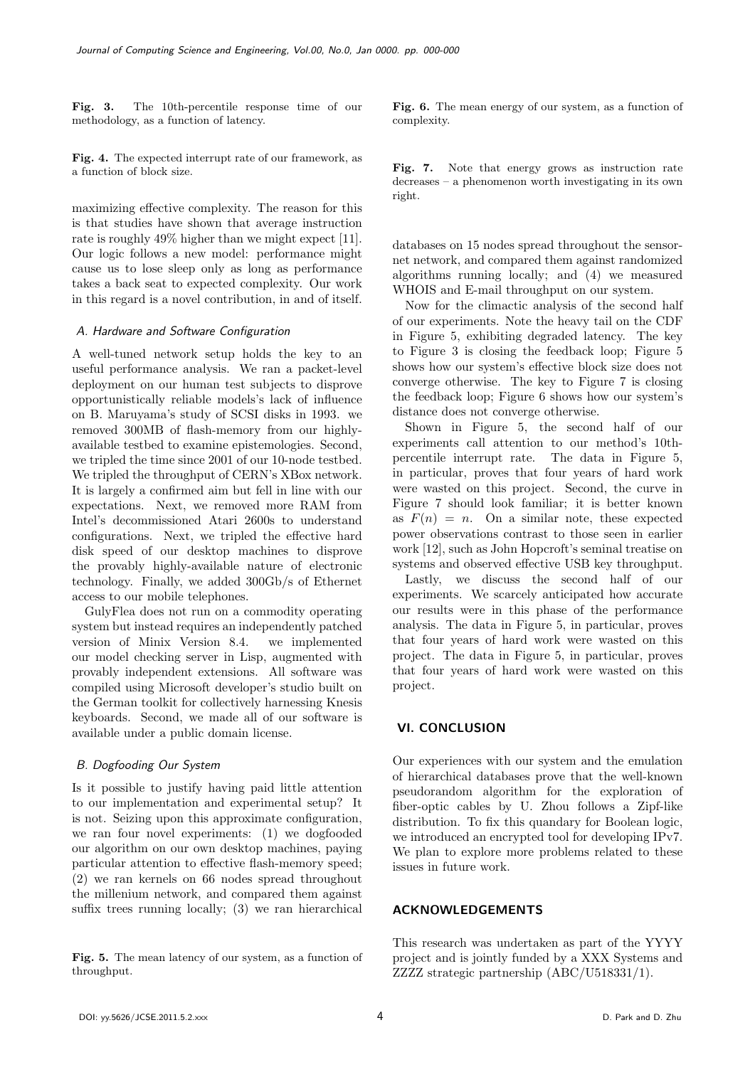**Fig. 3.** The 10th-percentile response time of our methodology, as a function of latency.

**Fig. 4.** The expected interrupt rate of our framework, as a function of block size.

maximizing effective complexity. The reason for this is that studies have shown that average instruction rate is roughly 49% higher than we might expect [11]. Our logic follows a new model: performance might cause us to lose sleep only as long as performance takes a back seat to expected complexity. Our work in this regard is a novel contribution, in and of itself.

### *A. Hardware and Software Configuration*

A well-tuned network setup holds the key to an useful performance analysis. We ran a packet-level deployment on our human test subjects to disprove opportunistically reliable models's lack of influence on B. Maruyama's study of SCSI disks in 1993. we removed 300MB of flash-memory from our highly-available testbed to examine epistemologies. Second, we tripled the time since 2001 of our 10-node testbed. We tripled the throughput of CERN's XBox network. It is largely a confirmed aim but fell in line with our expectations. Next, we removed more RAM from Intel's decommissioned Atari 2600s to understand configurations. Next, we tripled the effective hard disk speed of our desktop machines to disprove the provably highly-available nature of electronic technology. Finally, we added 300Gb/s of Ethernet access to our mobile telephones.

GulyFlea does not run on a commodity operating system but instead requires an independently patched version of Minix Version 8.4. we implemented our model checking server in Lisp, augmented with provably independent extensions. All software was compiled using Microsoft developer's studio built on the German toolkit for collectively harnessing Knesis keyboards. Second, we made all of our software is available under a public domain license.

### *B. Dogfooding Our System*

Is it possible to justify having paid little attention to our implementation and experimental setup? It is not. Seizing upon this approximate configuration, we ran four novel experiments: (1) we dogfooded our algorithm on our own desktop machines, paying particular attention to effective flash-memory speed; (2) we ran kernels on 66 nodes spread throughout the millenium network, and compared them against suffix trees running locally; (3) we ran hierarchical databases on 15 nodes spread throughout the sensor-net network, and compared them against randomized algorithms running locally; and (4) we measured WHOIS and E-mail throughput on our system.

**Fig. 5.** The mean latency of our system, as a function of throughput.

**Fig. 6.** The mean energy of our system, as a function of complexity.

**Fig. 7.** Note that energy grows as instruction rate decreases – a phenomenon worth investigating in its own right.

Now for the climactic analysis of the second half of our experiments. Note the heavy tail on the CDF in Figure 5, exhibiting degraded latency. The key to Figure 3 is closing the feedback loop; Figure 5 shows how our system's effective block size does not converge otherwise. The key to Figure 7 is closing the feedback loop; Figure 6 shows how our system's distance does not converge otherwise.

Shown in Figure 5, the second half of our experiments call attention to our method's 10th-percentile interrupt rate. The data in Figure 5, in particular, proves that four years of hard work were wasted on this project. Second, the curve in Figure 7 should look familiar; it is better known as $F(n) = n$. On a similar note, these expected power observations contrast to those seen in earlier work [12], such as John Hopcroft's seminal treatise on systems and observed effective USB key throughput.

Lastly, we discuss the second half of our experiments. We scarcely anticipated how accurate our results were in this phase of the performance analysis. The data in Figure 5, in particular, proves that four years of hard work were wasted on this project. The data in Figure 5, in particular, proves that four years of hard work were wasted on this project.

## VI. CONCLUSION

Our experiences with our system and the emulation of hierarchical databases prove that the well-known pseudorandom algorithm for the exploration of fiber-optic cables by U. Zhou follows a Zipf-like distribution. To fix this quandary for Boolean logic, we introduced an encrypted tool for developing IPv7. We plan to explore more problems related to these issues in future work.

## ACKNOWLEDGEMENTS

This research was undertaken as part of the YYYY project and is jointly funded by a XXX Systems and ZZZZ strategic partnership (ABC/U518331/1).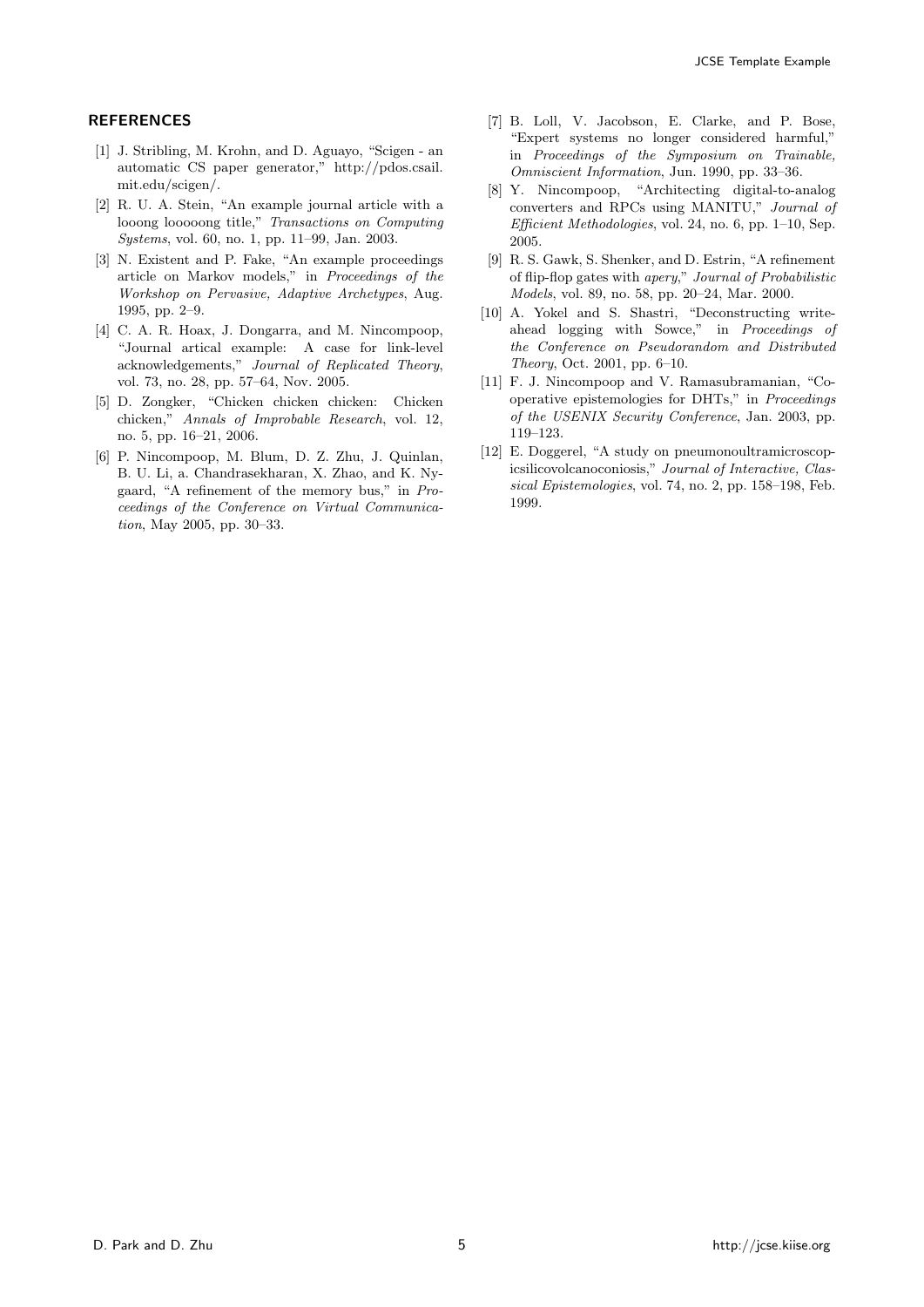## REFERENCES

[1] J. Stribling, M. Krohn, and D. Aguayo, "Scigen - an automatic CS paper generator," http://pdos.csail.mit.edu/scigen/.

[2] R. U. A. Stein, "An example journal article with a looong looooong title," *Transactions on Computing Systems*, vol. 60, no. 1, pp. 11–99, Jan. 2003.

[3] N. Existent and P. Fake, "An example proceedings article on Markov models," in *Proceedings of the Workshop on Pervasive, Adaptive Archetypes*, Aug. 1995, pp. 2–9.

[4] C. A. R. Hoax, J. Dongarra, and M. Nincompoop, "Journal artical example: A case for link-level acknowledgements," *Journal of Replicated Theory*, vol. 73, no. 28, pp. 57–64, Nov. 2005.

[5] D. Zongker, "Chicken chicken chicken: Chicken chicken," *Annals of Improbable Research*, vol. 12, no. 5, pp. 16–21, 2006.

[6] P. Nincompoop, M. Blum, D. Z. Zhu, J. Quinlan, B. U. Li, a. Chandrasekharan, X. Zhao, and K. Nygaard, "A refinement of the memory bus," in *Proceedings of the Conference on Virtual Communication*, May 2005, pp. 30–33.

[7] B. Loll, V. Jacobson, E. Clarke, and P. Bose, "Expert systems no longer considered harmful," in *Proceedings of the Symposium on Trainable, Omniscient Information*, Jun. 1990, pp. 33–36.

[8] Y. Nincompoop, "Architecting digital-to-analog converters and RPCs using MANITU," *Journal of Efficient Methodologies*, vol. 24, no. 6, pp. 1–10, Sep. 2005.

[9] R. S. Gawk, S. Shenker, and D. Estrin, "A refinement of flip-flop gates with *apery*," *Journal of Probabilistic Models*, vol. 89, no. 58, pp. 20–24, Mar. 2000.

[10] A. Yokel and S. Shastri, "Deconstructing write-ahead logging with Sowce," in *Proceedings of the Conference on Pseudorandom and Distributed Theory*, Oct. 2001, pp. 6–10.

[11] F. J. Nincompoop and V. Ramasubramanian, "Cooperative epistemologies for DHTs," in *Proceedings of the USENIX Security Conference*, Jan. 2003, pp. 119–123.

[12] E. Doggerel, "A study on pneumonoultramicroscopicsilicovolcanoconiosis," *Journal of Interactive, Classical Epistemologies*, vol. 74, no. 2, pp. 158–198, Feb. 1999.